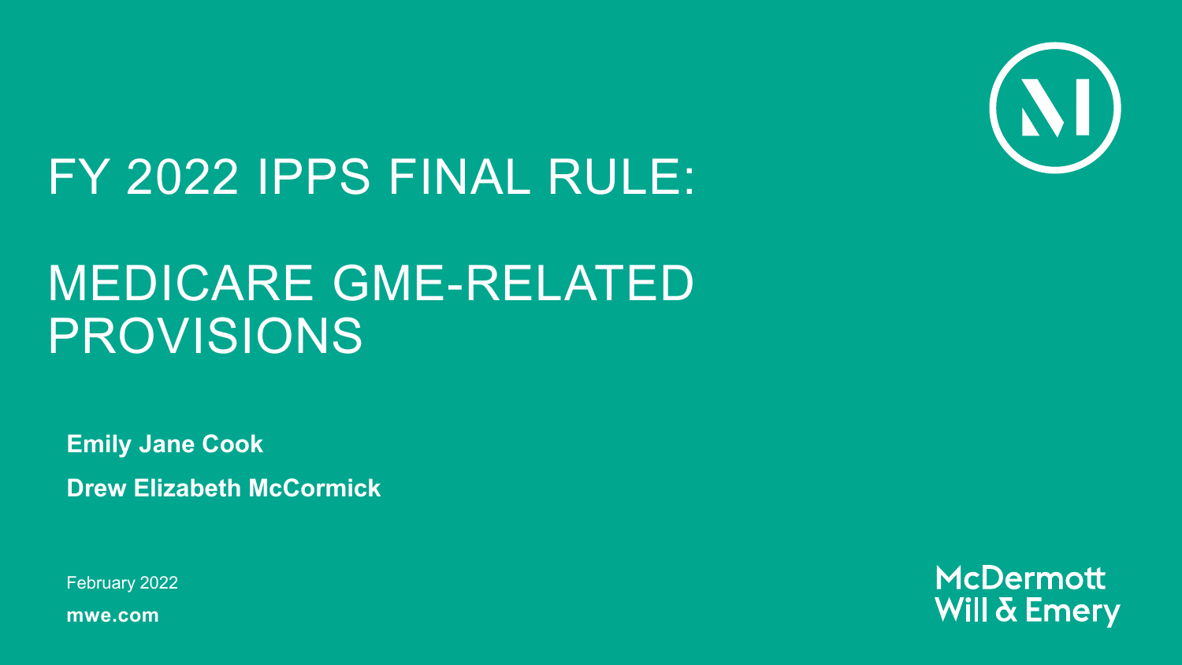# FY 2022 IPPS FINAL RULE:

# MEDICARE GME-RELATED PROVISIONS

**Emily Jane Cook**

**Drew Elizabeth McCormick**

February 2022

**mwe.com**

McDermott Will & Emery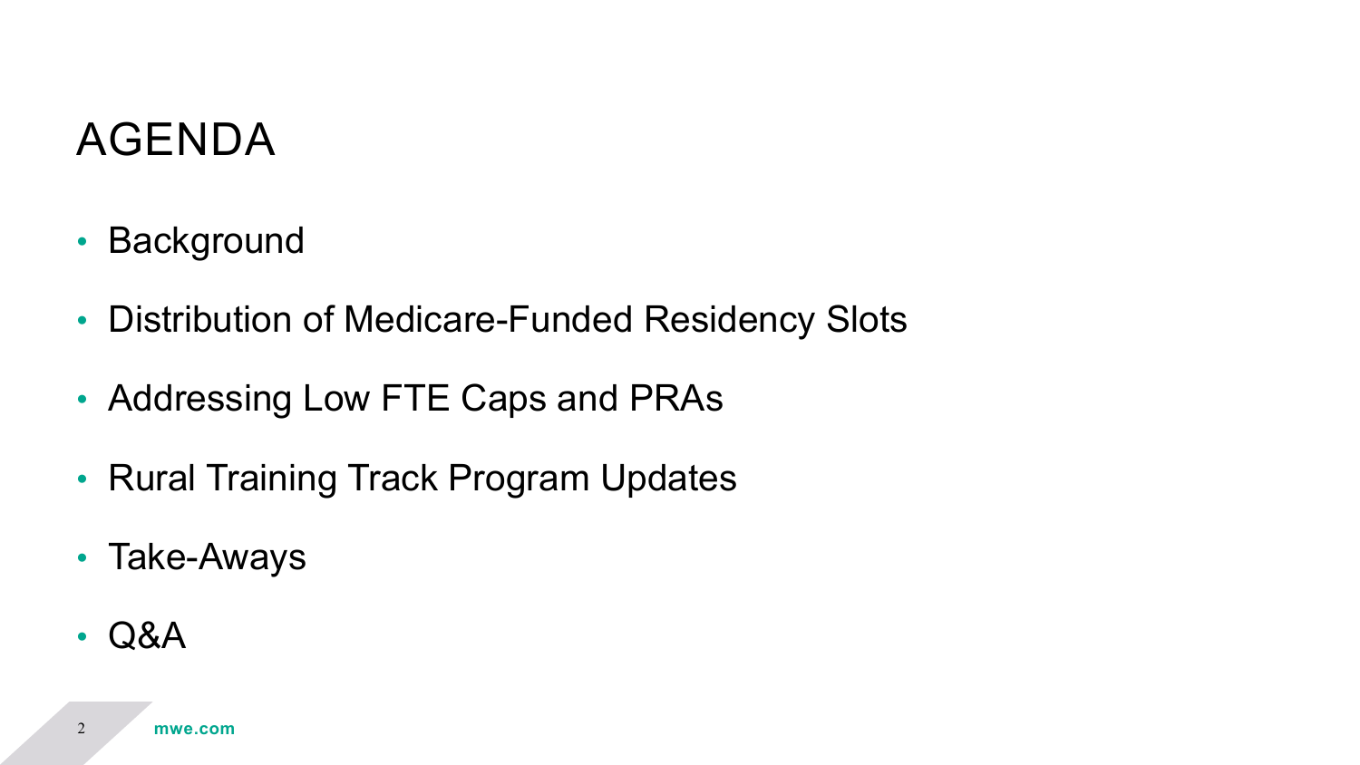# AGENDA

- Background
- Distribution of Medicare-Funded Residency Slots
- Addressing Low FTE Caps and PRAs
- Rural Training Track Program Updates
- Take-Aways
- Q&A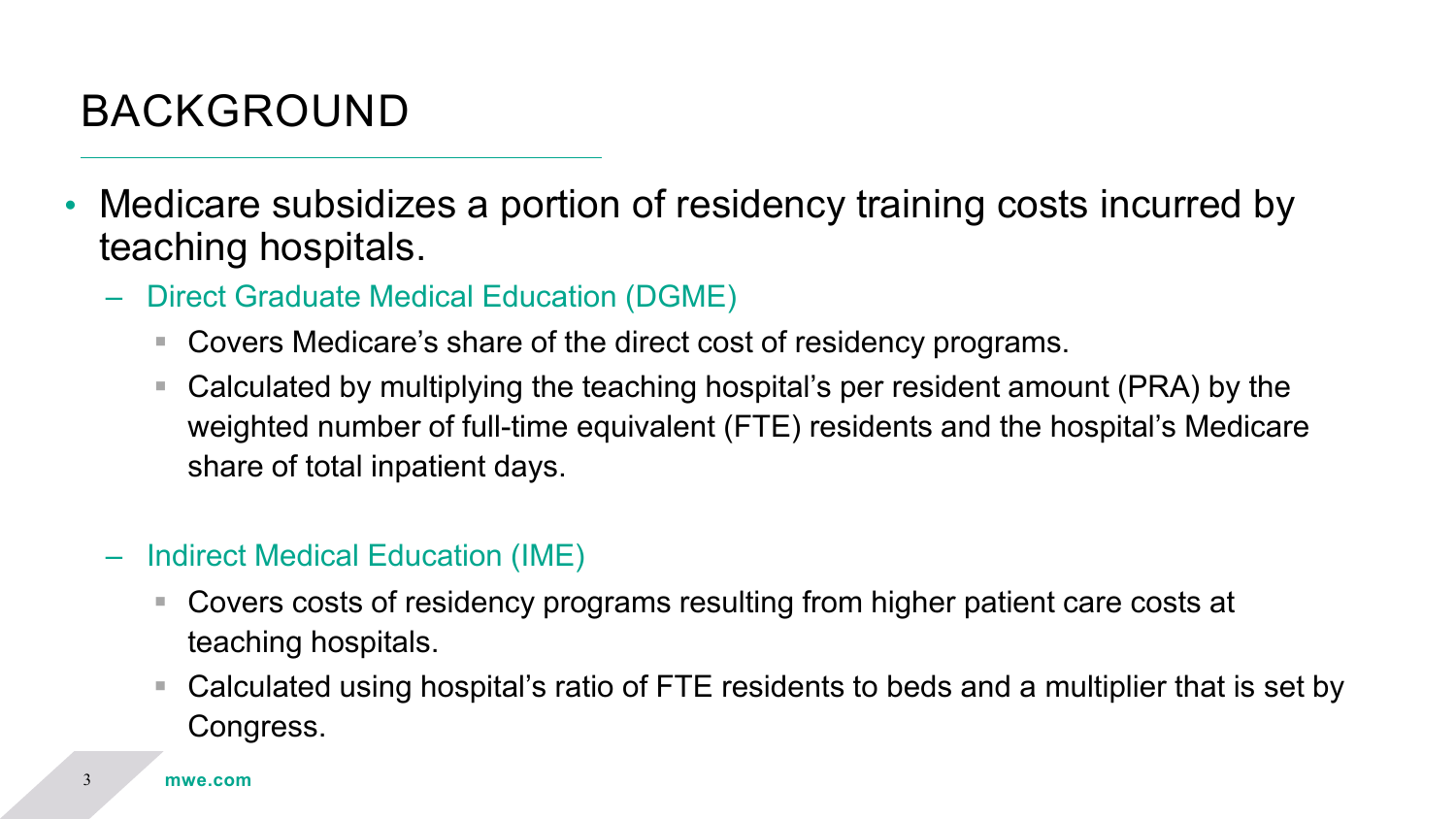# BACKGROUND

- Medicare subsidizes a portion of residency training costs incurred by teaching hospitals.
  - Direct Graduate Medical Education (DGME)
    - Covers Medicare's share of the direct cost of residency programs.
    - Calculated by multiplying the teaching hospital's per resident amount (PRA) by the weighted number of full-time equivalent (FTE) residents and the hospital's Medicare share of total inpatient days.
  - Indirect Medical Education (IME)
    - Covers costs of residency programs resulting from higher patient care costs at teaching hospitals.
    - Calculated using hospital's ratio of FTE residents to beds and a multiplier that is set by Congress.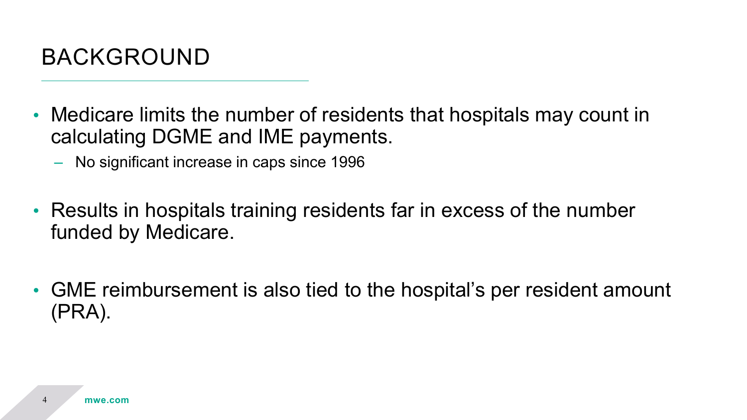# BACKGROUND

- Medicare limits the number of residents that hospitals may count in calculating DGME and IME payments.
  - No significant increase in caps since 1996
- Results in hospitals training residents far in excess of the number funded by Medicare.
- GME reimbursement is also tied to the hospital's per resident amount (PRA).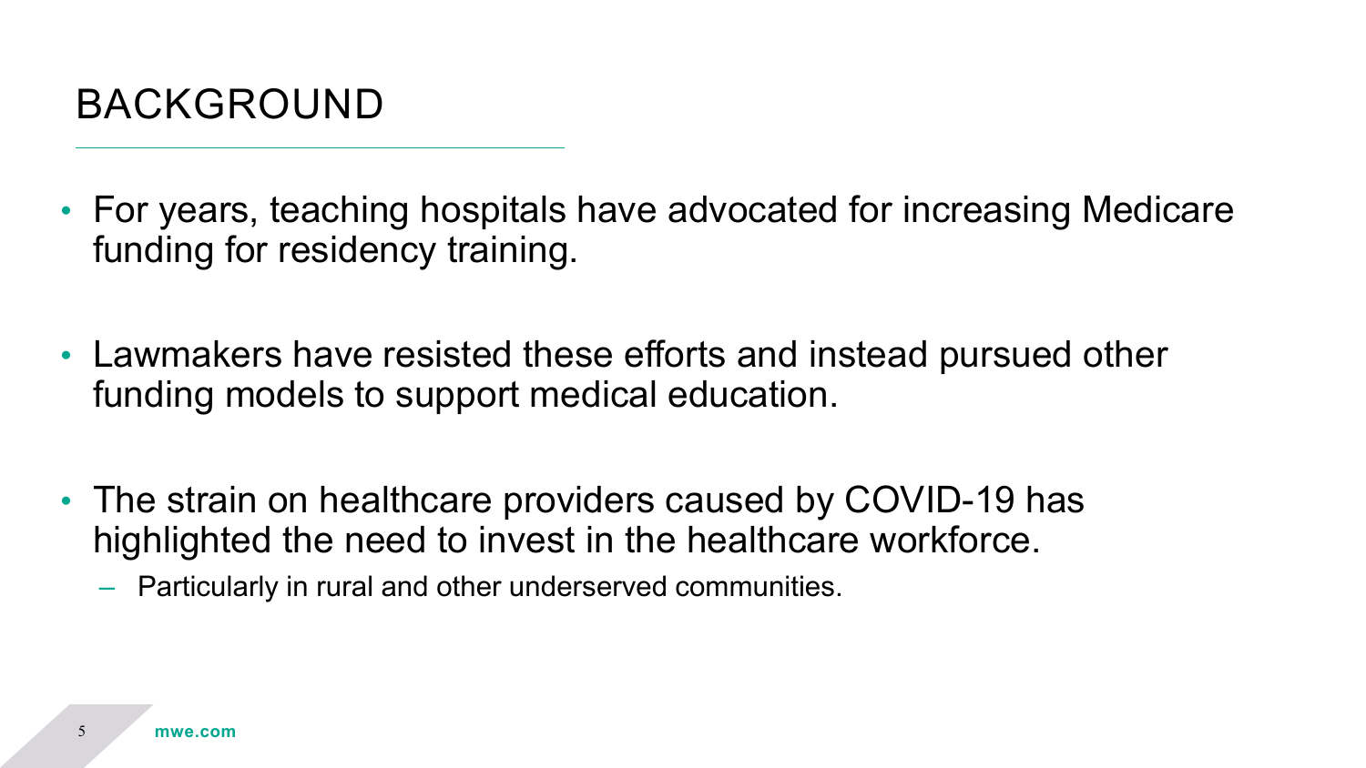# BACKGROUND

- For years, teaching hospitals have advocated for increasing Medicare funding for residency training.
- Lawmakers have resisted these efforts and instead pursued other funding models to support medical education.
- The strain on healthcare providers caused by COVID-19 has highlighted the need to invest in the healthcare workforce.
  - Particularly in rural and other underserved communities.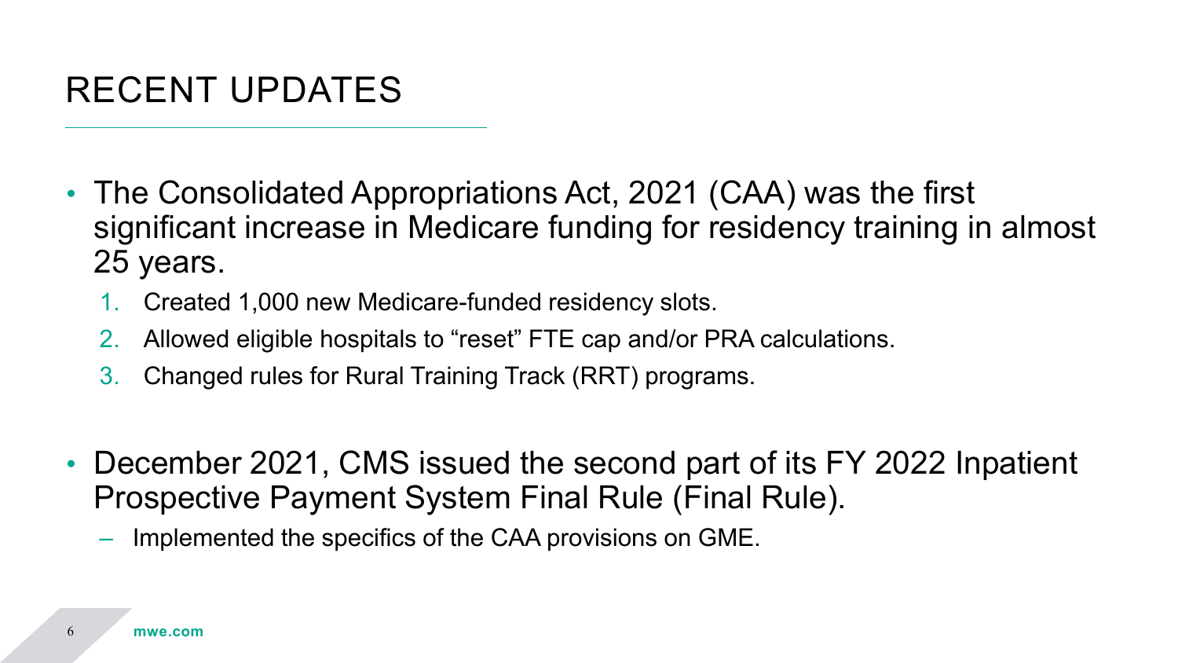# RECENT UPDATES

- The Consolidated Appropriations Act, 2021 (CAA) was the first significant increase in Medicare funding for residency training in almost 25 years.
  1. Created 1,000 new Medicare-funded residency slots.
  2. Allowed eligible hospitals to "reset" FTE cap and/or PRA calculations.
  3. Changed rules for Rural Training Track (RRT) programs.

- December 2021, CMS issued the second part of its FY 2022 Inpatient Prospective Payment System Final Rule (Final Rule).
  - Implemented the specifics of the CAA provisions on GME.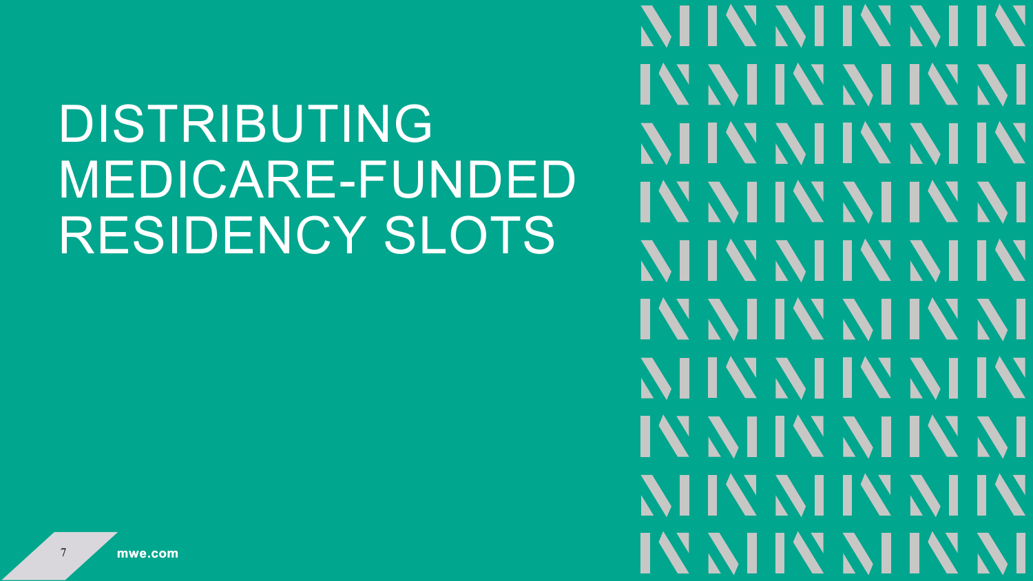# DISTRIBUTING MEDICARE-FUNDED RESIDENCY SLOTS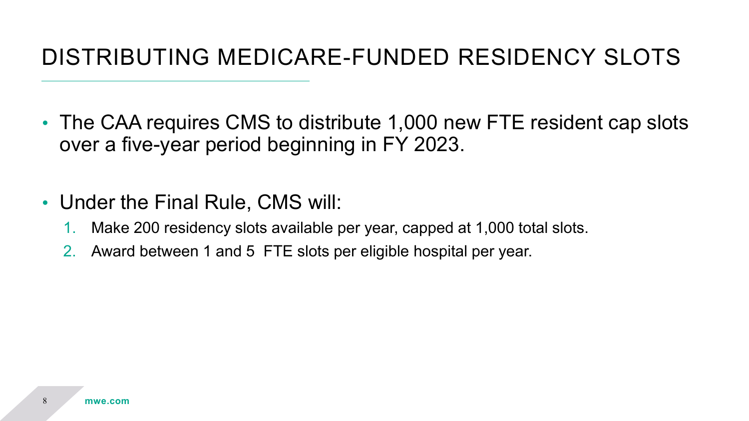# DISTRIBUTING MEDICARE-FUNDED RESIDENCY SLOTS

- The CAA requires CMS to distribute 1,000 new FTE resident cap slots over a five-year period beginning in FY 2023.
- Under the Final Rule, CMS will:
  1. Make 200 residency slots available per year, capped at 1,000 total slots.
  2. Award between 1 and 5 FTE slots per eligible hospital per year.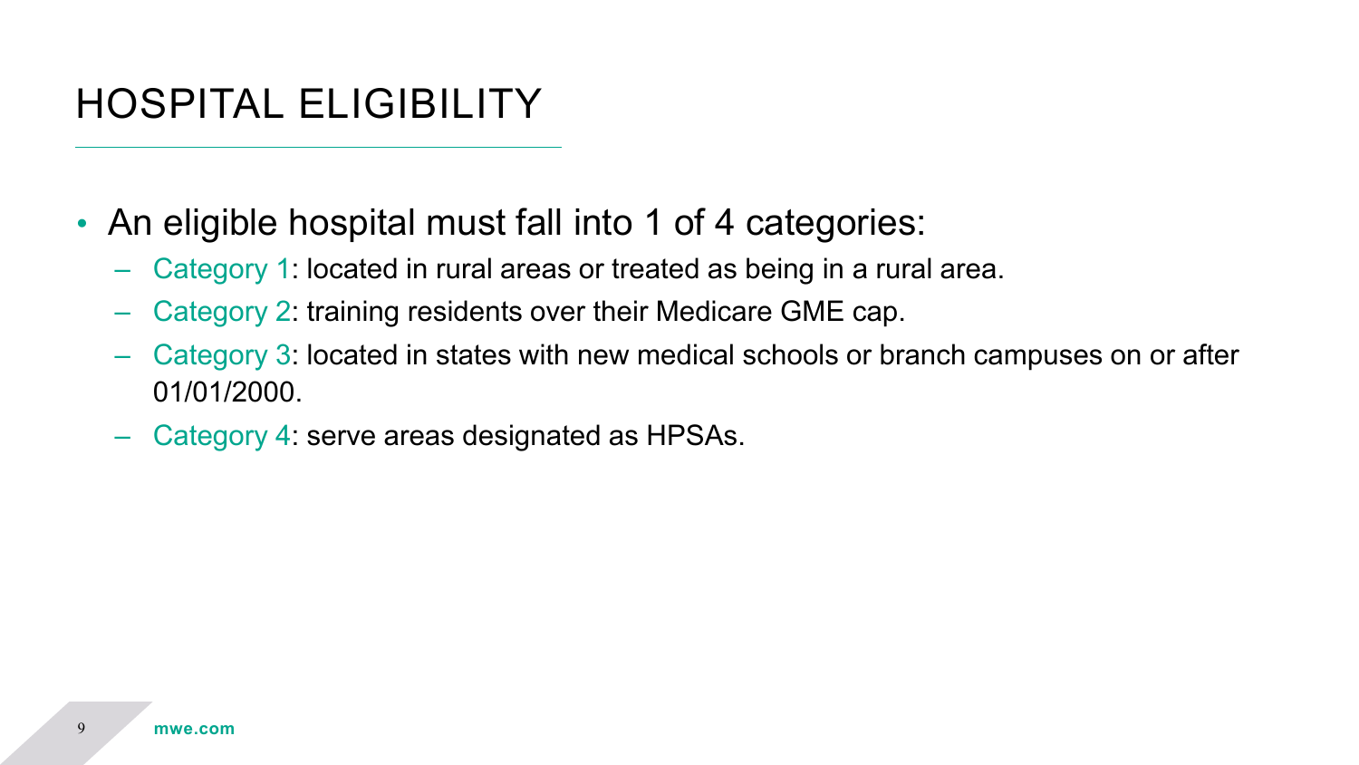# HOSPITAL ELIGIBILITY

- An eligible hospital must fall into 1 of 4 categories:
  - Category 1: located in rural areas or treated as being in a rural area.
  - Category 2: training residents over their Medicare GME cap.
  - Category 3: located in states with new medical schools or branch campuses on or after 01/01/2000.
  - Category 4: serve areas designated as HPSAs.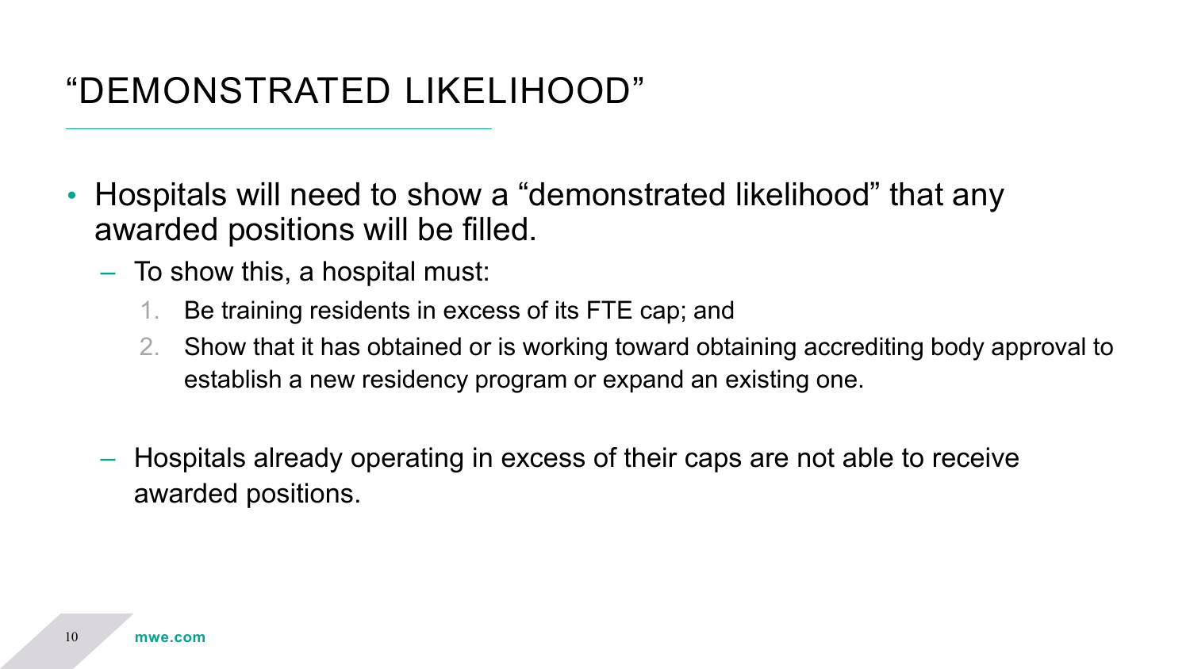# "DEMONSTRATED LIKELIHOOD"

- Hospitals will need to show a "demonstrated likelihood" that any awarded positions will be filled.
  - To show this, a hospital must:
    1. Be training residents in excess of its FTE cap; and
    2. Show that it has obtained or is working toward obtaining accrediting body approval to establish a new residency program or expand an existing one.
  - Hospitals already operating in excess of their caps are not able to receive awarded positions.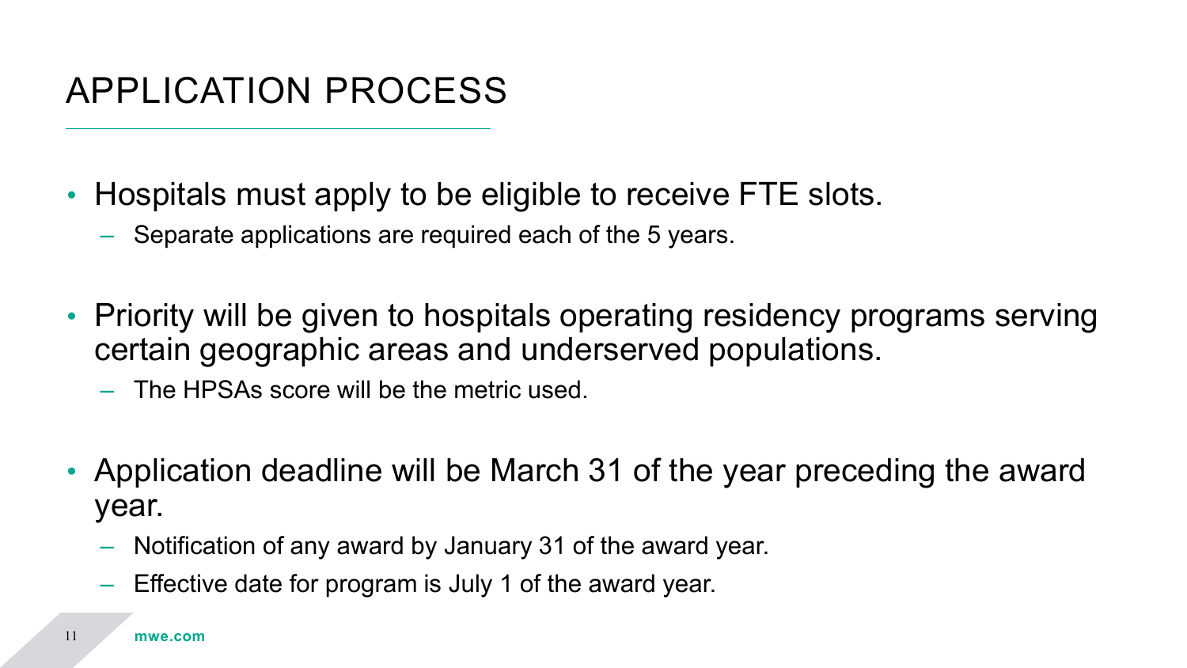# APPLICATION PROCESS

- Hospitals must apply to be eligible to receive FTE slots.
  - Separate applications are required each of the 5 years.
- Priority will be given to hospitals operating residency programs serving certain geographic areas and underserved populations.
  - The HPSAs score will be the metric used.
- Application deadline will be March 31 of the year preceding the award year.
  - Notification of any award by January 31 of the award year.
  - Effective date for program is July 1 of the award year.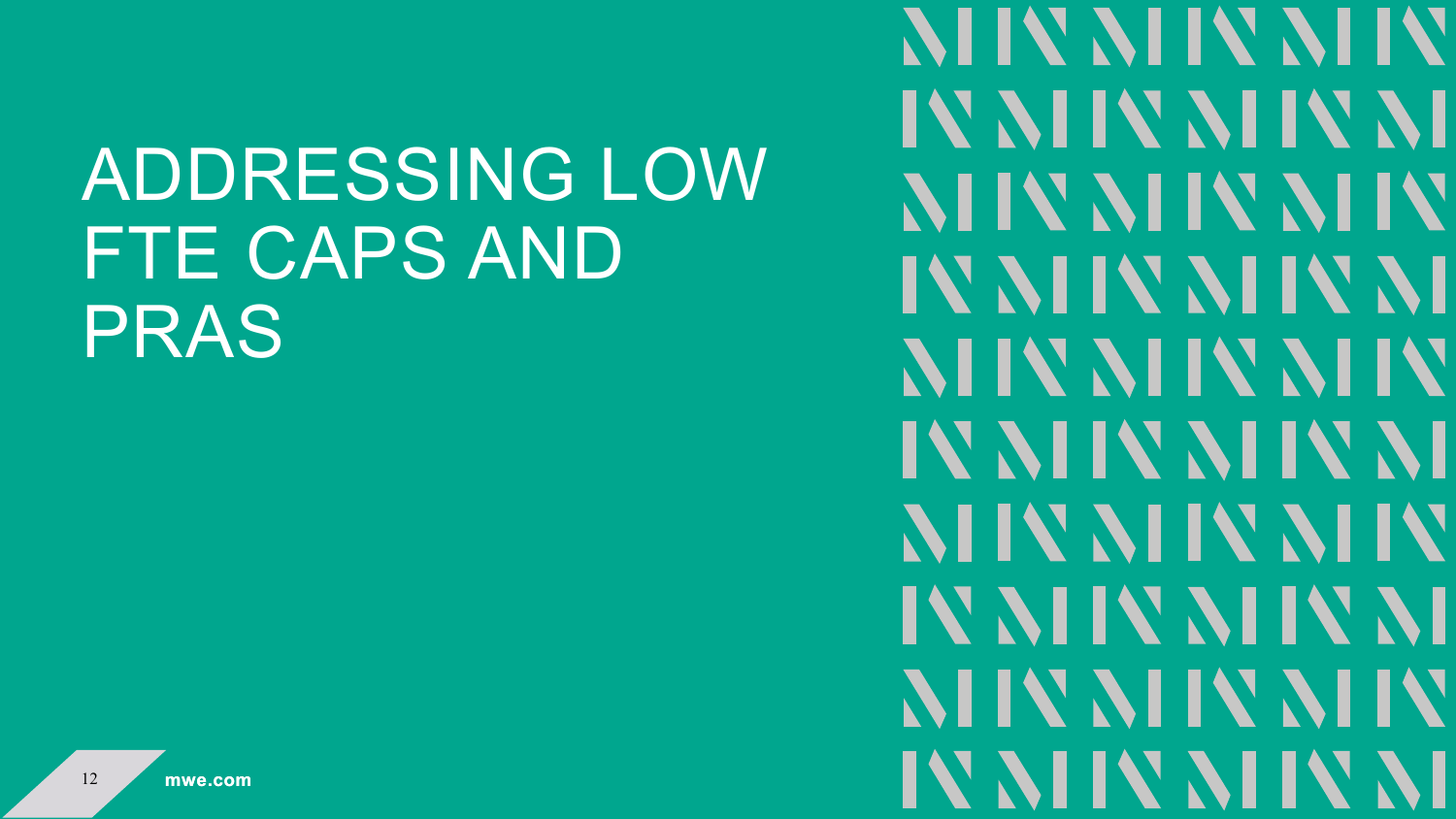# ADDRESSING LOW FTE CAPS AND PRAS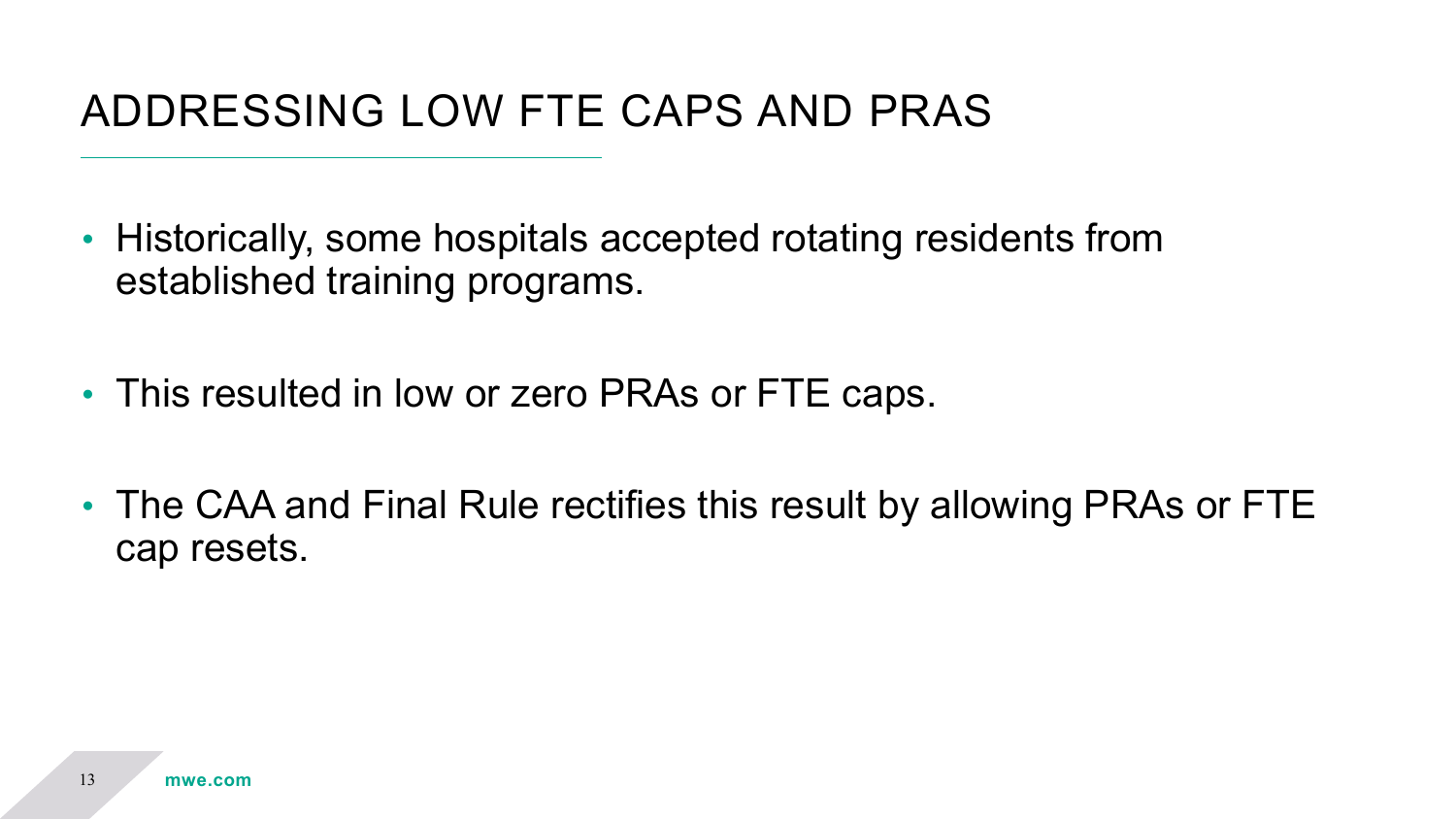# ADDRESSING LOW FTE CAPS AND PRAS

- Historically, some hospitals accepted rotating residents from established training programs.
- This resulted in low or zero PRAs or FTE caps.
- The CAA and Final Rule rectifies this result by allowing PRAs or FTE cap resets.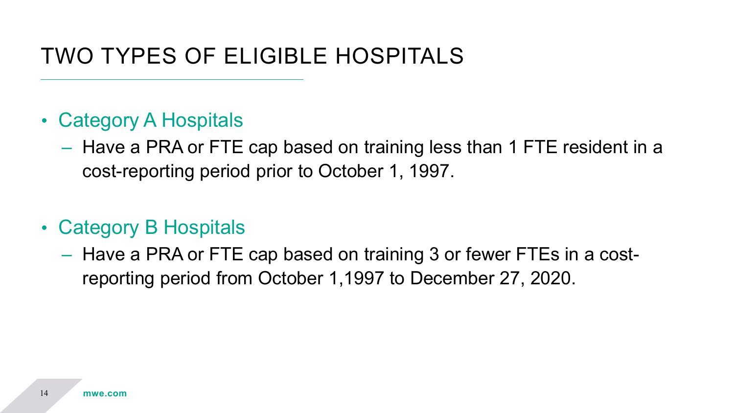# TWO TYPES OF ELIGIBLE HOSPITALS

- Category A Hospitals
  - Have a PRA or FTE cap based on training less than 1 FTE resident in a cost-reporting period prior to October 1, 1997.
- Category B Hospitals
  - Have a PRA or FTE cap based on training 3 or fewer FTEs in a cost-reporting period from October 1,1997 to December 27, 2020.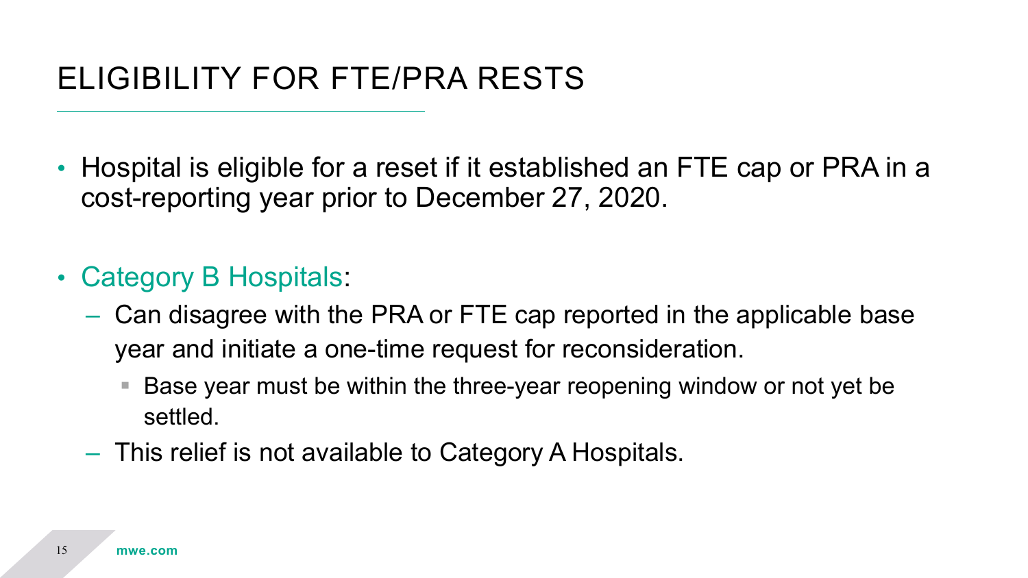# ELIGIBILITY FOR FTE/PRA RESTS

- Hospital is eligible for a reset if it established an FTE cap or PRA in a cost-reporting year prior to December 27, 2020.

- Category B Hospitals:
  - Can disagree with the PRA or FTE cap reported in the applicable base year and initiate a one-time request for reconsideration.
    - Base year must be within the three-year reopening window or not yet be settled.
  - This relief is not available to Category A Hospitals.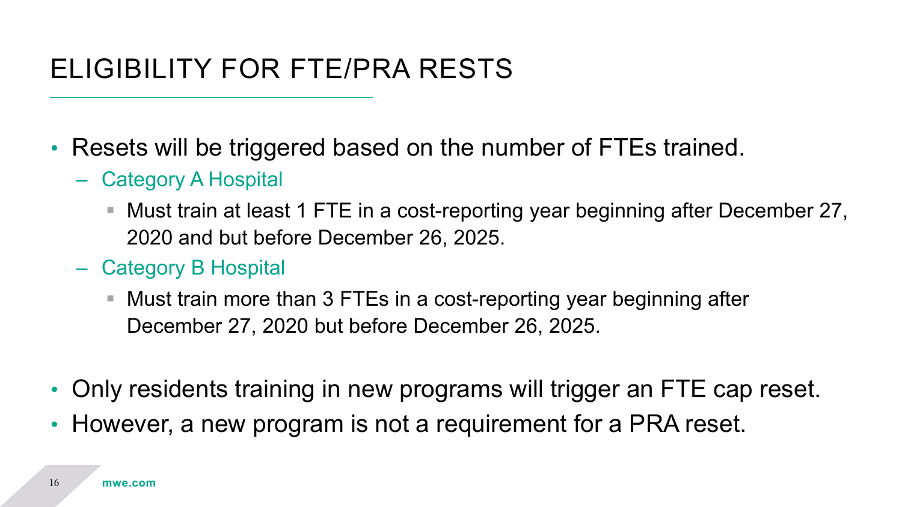# ELIGIBILITY FOR FTE/PRA RESTS

- Resets will be triggered based on the number of FTEs trained.
  - Category A Hospital
    - Must train at least 1 FTE in a cost-reporting year beginning after December 27, 2020 and but before December 26, 2025.
  - Category B Hospital
    - Must train more than 3 FTEs in a cost-reporting year beginning after December 27, 2020 but before December 26, 2025.
- Only residents training in new programs will trigger an FTE cap reset.
- However, a new program is not a requirement for a PRA reset.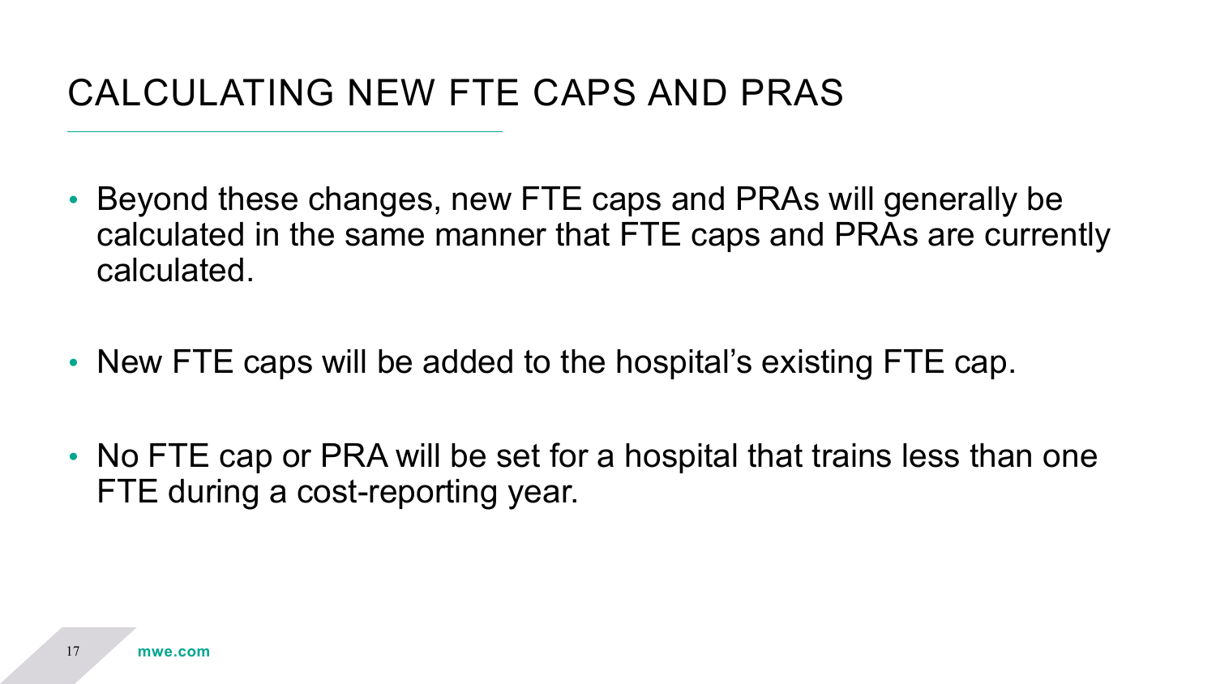# CALCULATING NEW FTE CAPS AND PRAS

- Beyond these changes, new FTE caps and PRAs will generally be calculated in the same manner that FTE caps and PRAs are currently calculated.
- New FTE caps will be added to the hospital's existing FTE cap.
- No FTE cap or PRA will be set for a hospital that trains less than one FTE during a cost-reporting year.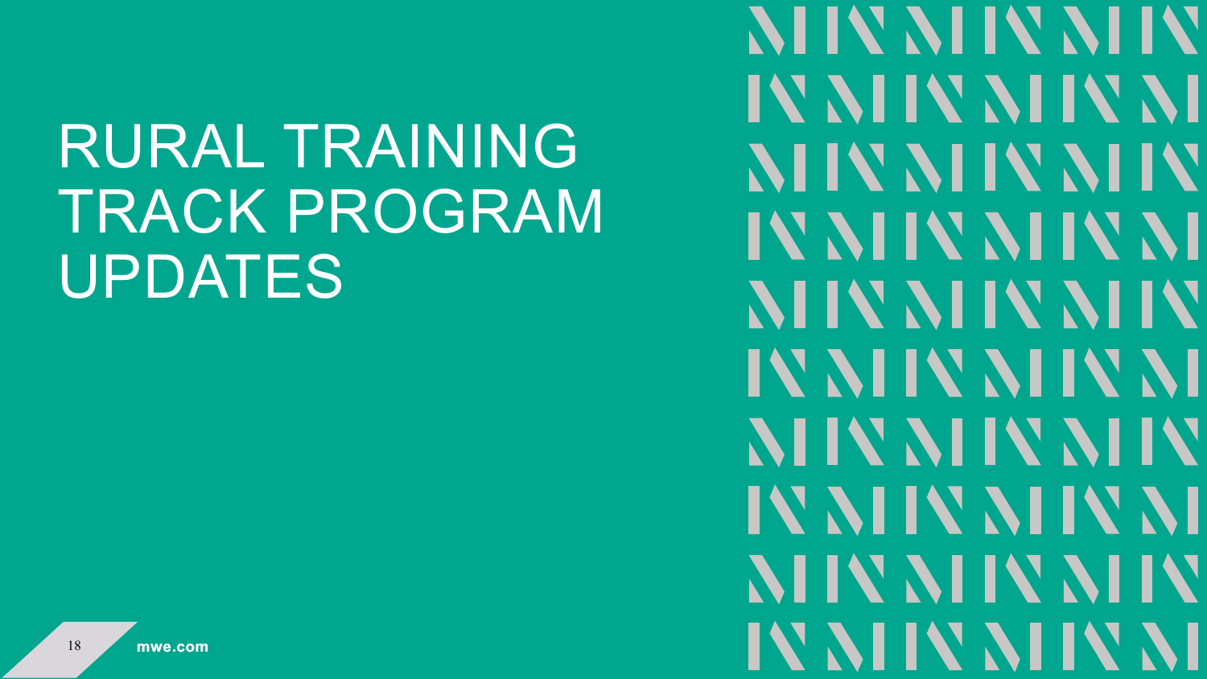# RURAL TRAINING TRACK PROGRAM UPDATES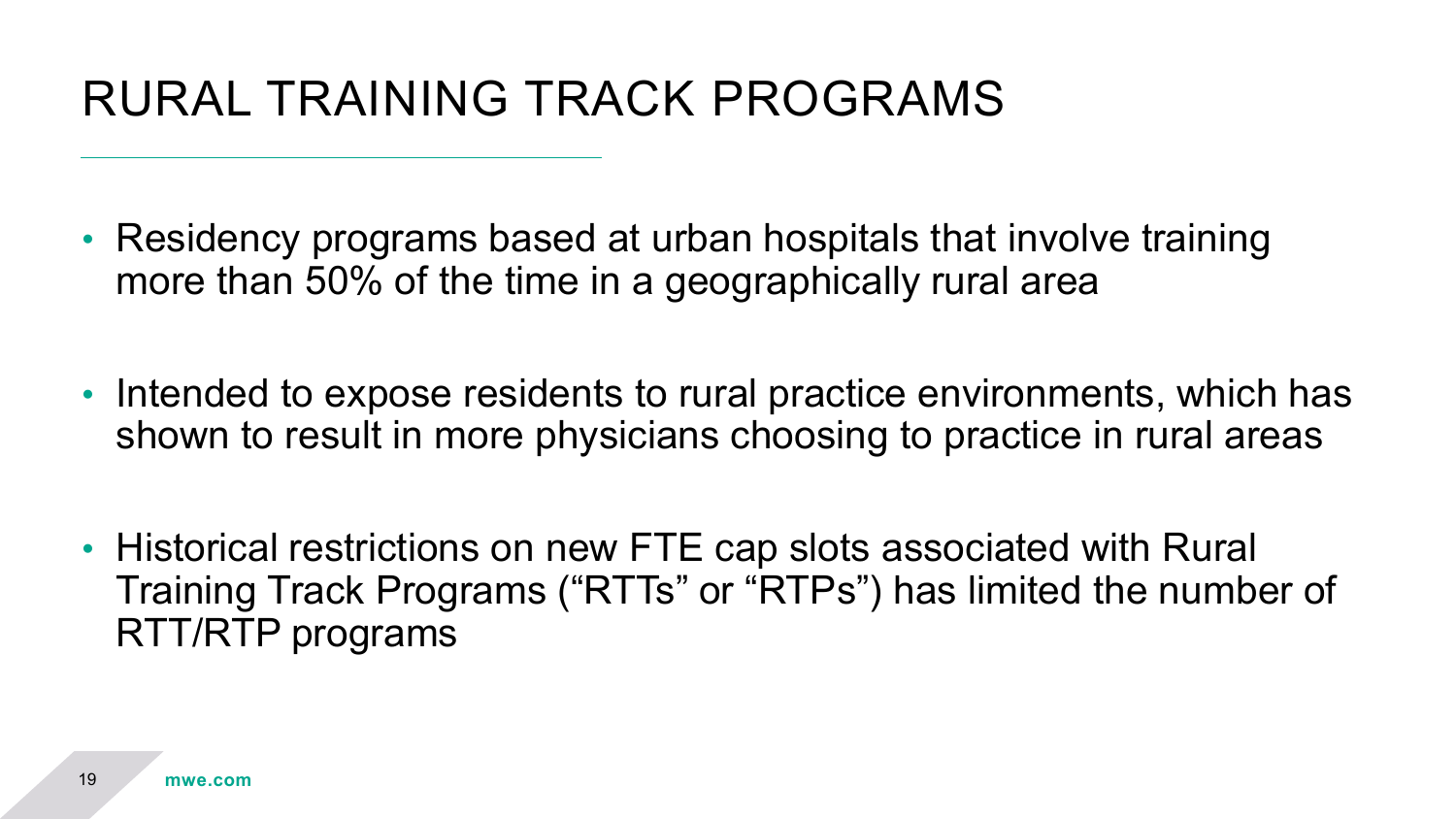# RURAL TRAINING TRACK PROGRAMS

- Residency programs based at urban hospitals that involve training more than 50% of the time in a geographically rural area
- Intended to expose residents to rural practice environments, which has shown to result in more physicians choosing to practice in rural areas
- Historical restrictions on new FTE cap slots associated with Rural Training Track Programs ("RTTs" or "RTPs") has limited the number of RTT/RTP programs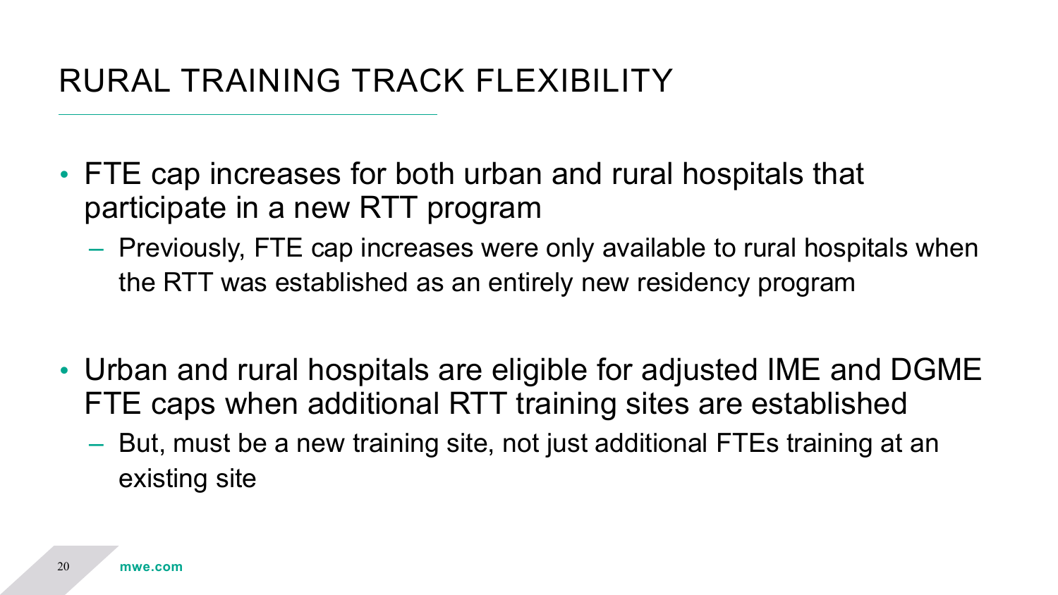# RURAL TRAINING TRACK FLEXIBILITY

- FTE cap increases for both urban and rural hospitals that participate in a new RTT program
  - Previously, FTE cap increases were only available to rural hospitals when the RTT was established as an entirely new residency program
- Urban and rural hospitals are eligible for adjusted IME and DGME FTE caps when additional RTT training sites are established
  - But, must be a new training site, not just additional FTEs training at an existing site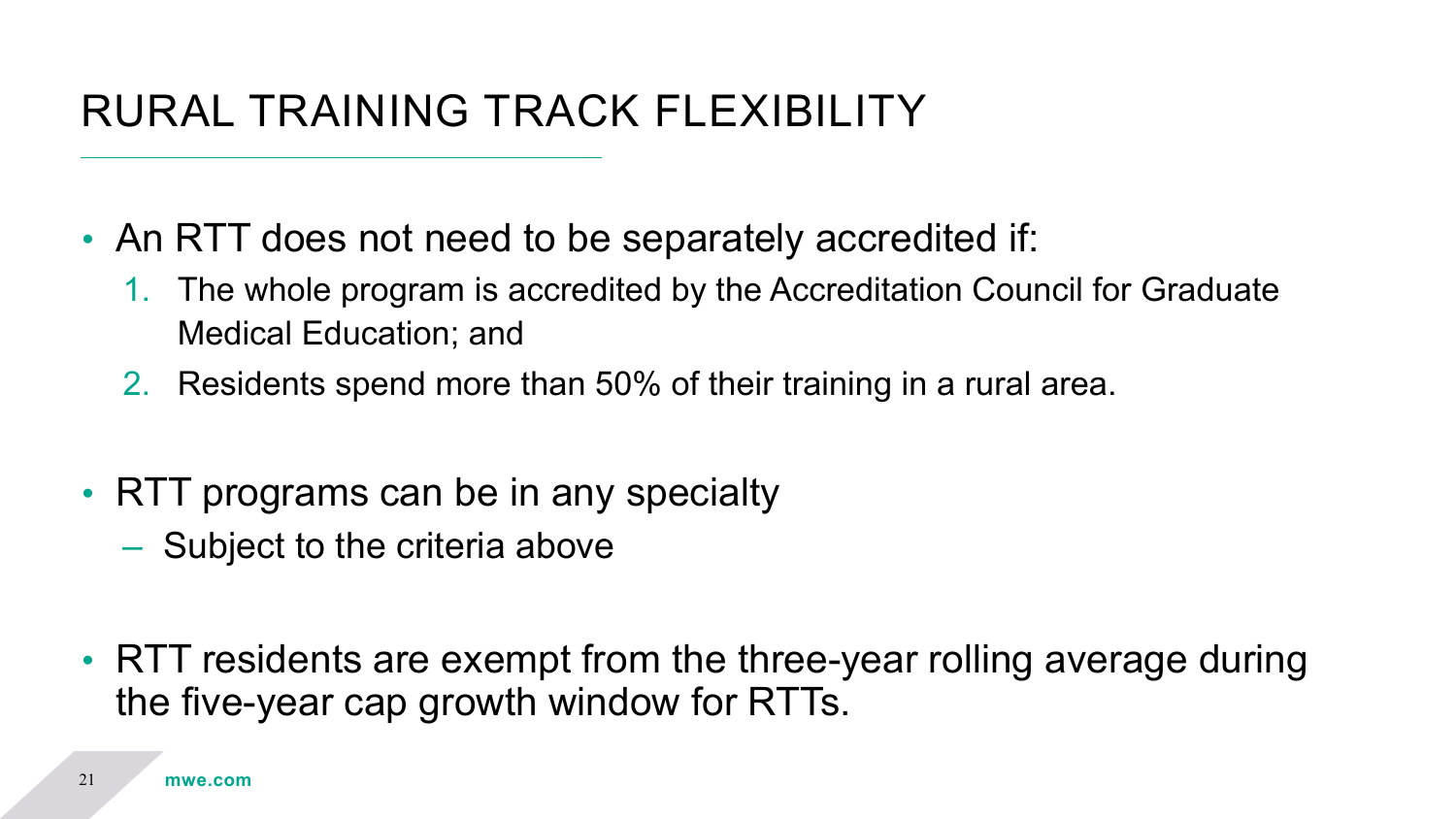# RURAL TRAINING TRACK FLEXIBILITY

- An RTT does not need to be separately accredited if:
    1. The whole program is accredited by the Accreditation Council for Graduate Medical Education; and
    2. Residents spend more than 50% of their training in a rural area.

- RTT programs can be in any specialty
    - Subject to the criteria above

- RTT residents are exempt from the three-year rolling average during the five-year cap growth window for RTTs.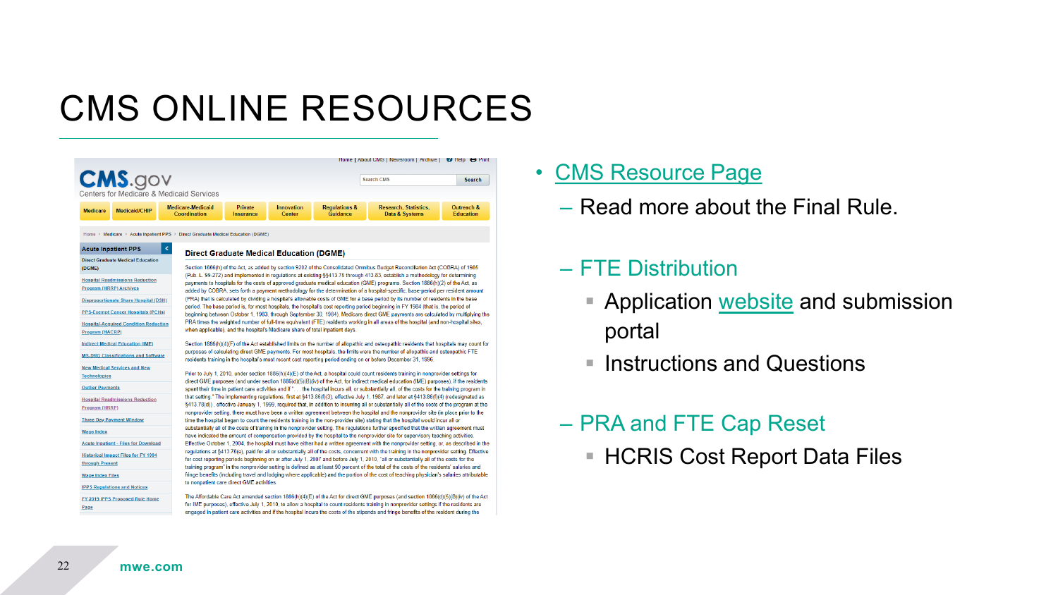# CMS ONLINE RESOURCES

- CMS Resource Page
  - Read more about the Final Rule.
  - FTE Distribution
    - Application website and submission portal
    - Instructions and Questions
  - PRA and FTE Cap Reset
    - HCRIS Cost Report Data Files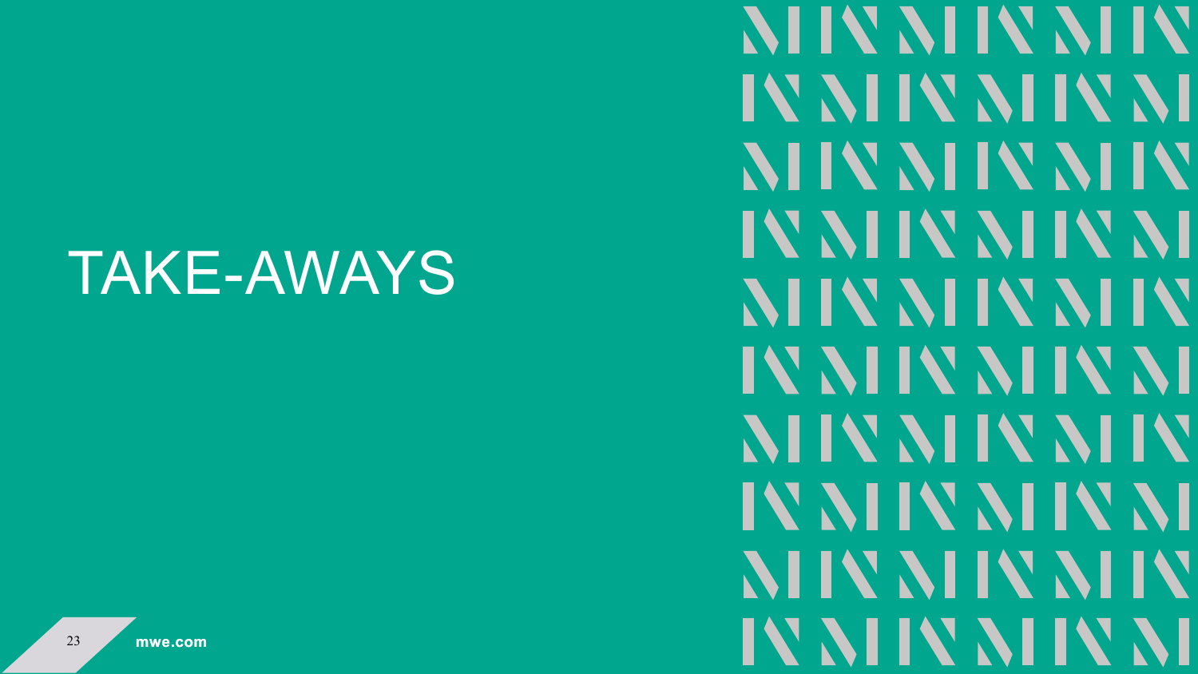# TAKE-AWAYS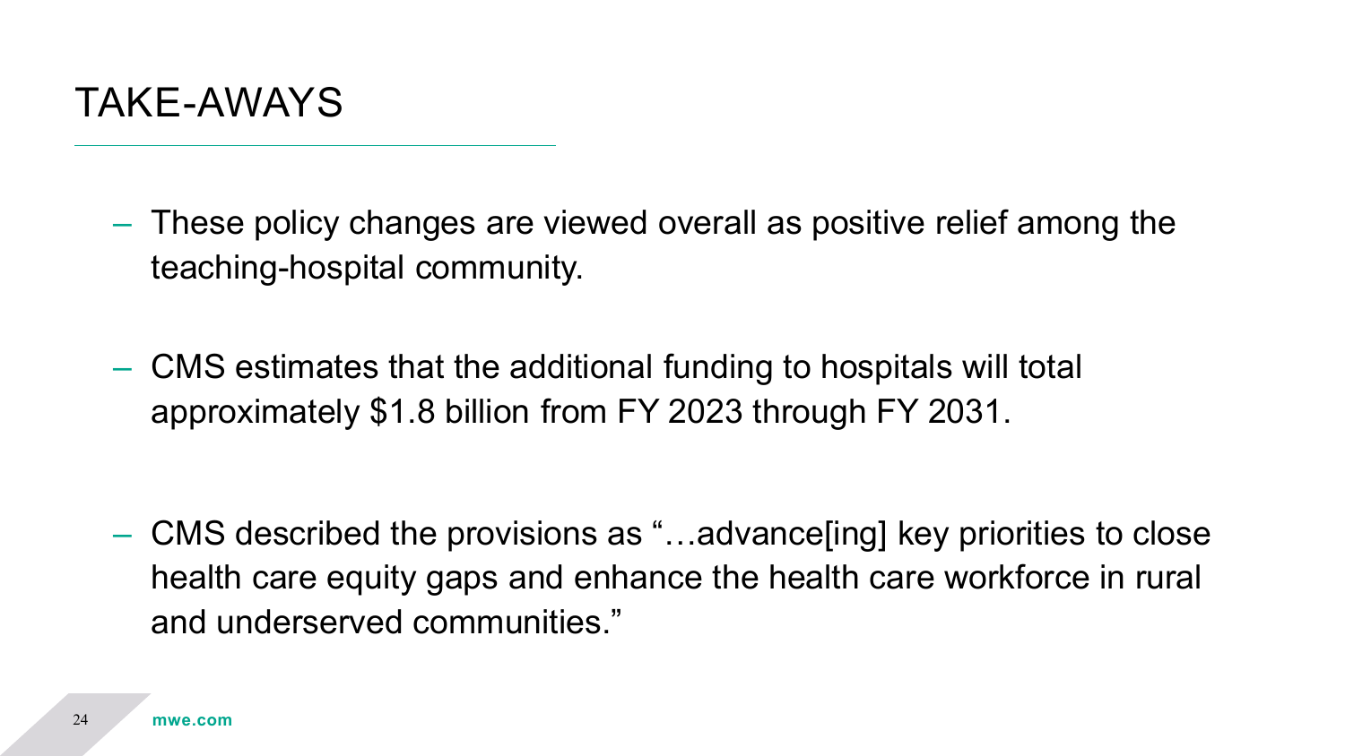# TAKE-AWAYS

- These policy changes are viewed overall as positive relief among the teaching-hospital community.

- CMS estimates that the additional funding to hospitals will total approximately $1.8 billion from FY 2023 through FY 2031.

- CMS described the provisions as "…advance[ing] key priorities to close health care equity gaps and enhance the health care workforce in rural and underserved communities."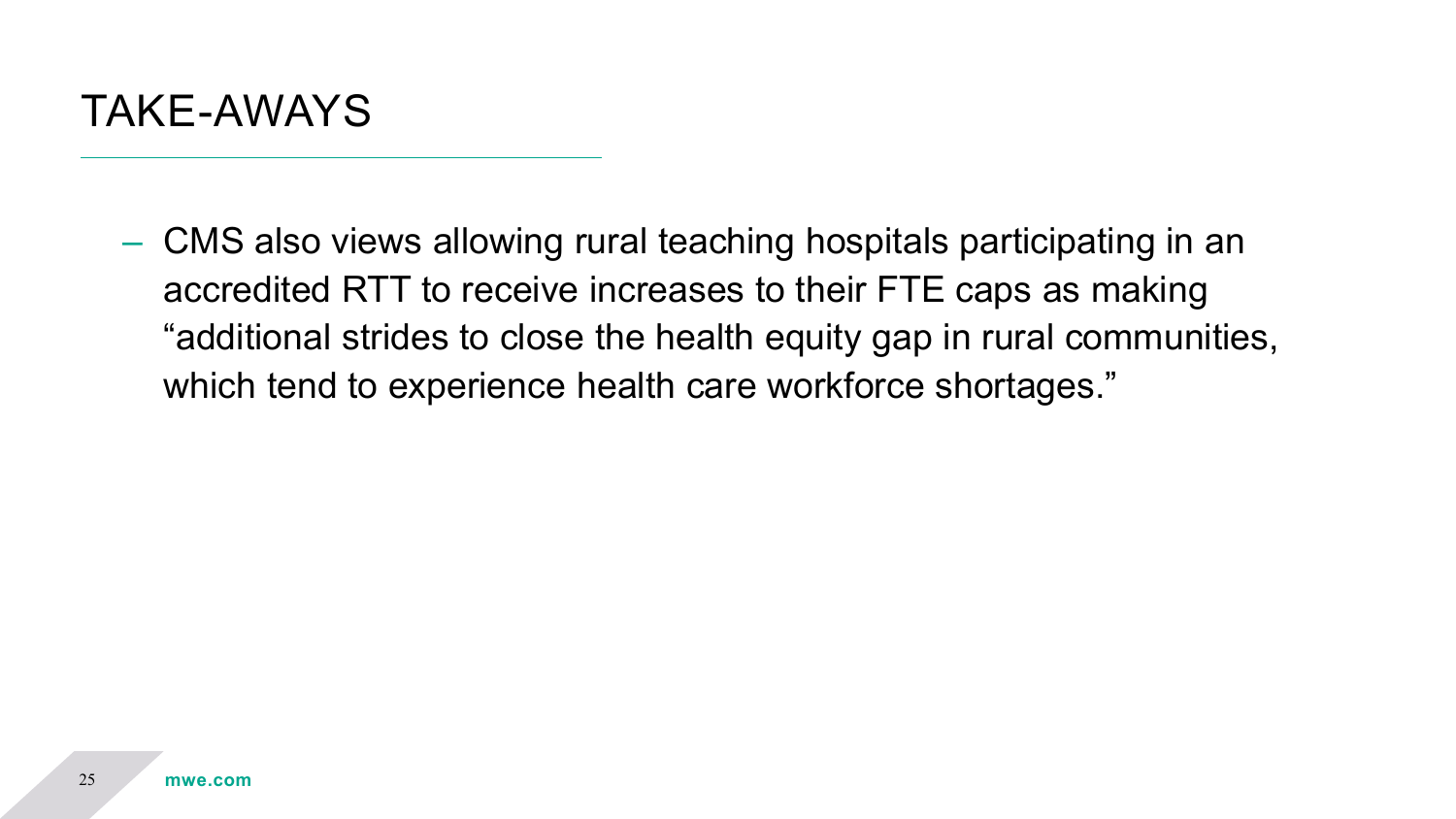# TAKE-AWAYS

- CMS also views allowing rural teaching hospitals participating in an accredited RTT to receive increases to their FTE caps as making "additional strides to close the health equity gap in rural communities, which tend to experience health care workforce shortages."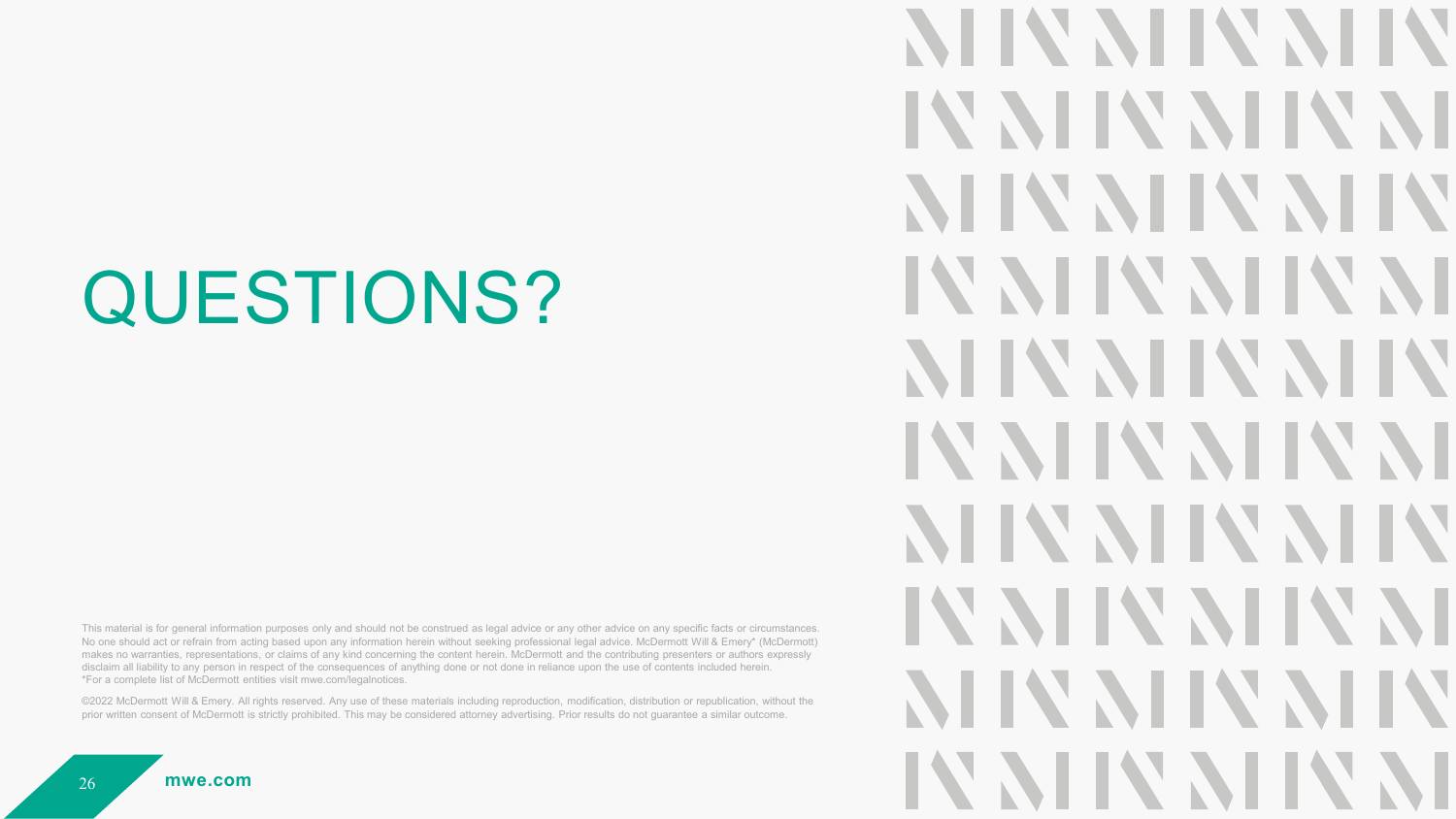# QUESTIONS?

This material is for general information purposes only and should not be construed as legal advice or any other advice on any specific facts or circumstances. No one should act or refrain from acting based upon any information herein without seeking professional legal advice. McDermott Will & Emery* (McDermott) makes no warranties, representations, or claims of any kind concerning the content herein. McDermott and the contributing presenters or authors expressly disclaim all liability to any person in respect of the consequences of anything done or not done in reliance upon the use of contents included herein. *For a complete list of McDermott entities visit mwe.com/legalnotices.

©2022 McDermott Will & Emery. All rights reserved. Any use of these materials including reproduction, modification, distribution or republication, without the prior written consent of McDermott is strictly prohibited. This may be considered attorney advertising. Prior results do not guarantee a similar outcome.

**mwe.com**